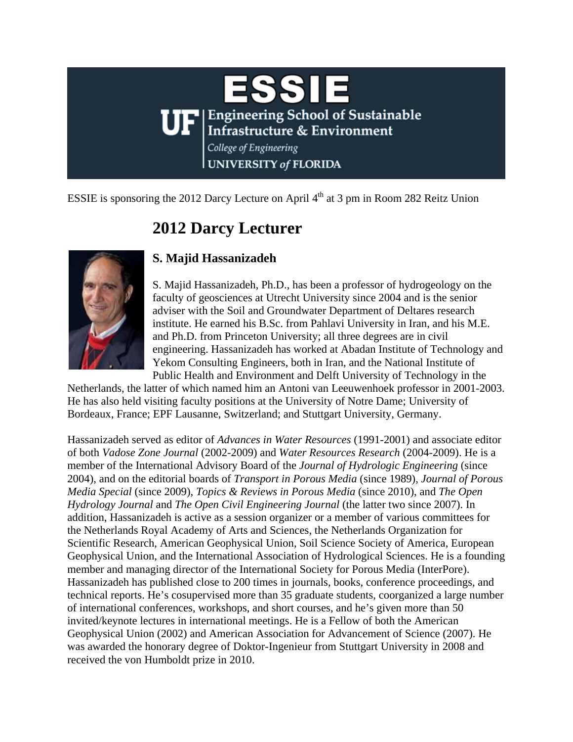ESSIE

Engineering School of Sustainable Infrastructure & Environment

College of Engineering

UNIVERSITY of FLORIDA

ESSIE is sponsoring the 2012 Darcy Lecture on April 4th at 3 pm in Room 282 Reitz Union

# 2012 Darcy Lecturer

## S. Majid Hassanizadeh

S. Majid Hassanizadeh, Ph.D., has been a professor of hydrogeology on the faculty of geosciences at Utrecht University since 2004 and is the senior adviser with the Soil and Groundwater Department of Deltares research institute. He earned his B.Sc. from Pahlavi University in Iran, and his M.E. and Ph.D. from Princeton University; all three degrees are in civil engineering. Hassanizadeh has worked at Abadan Institute of Technology and Yekom Consulting Engineers, both in Iran, and the National Institute of Public Health and Environment and Delft University of Technology in the Netherlands, the latter of which named him an Antoni van Leeuwenhoek professor in 2001-2003. He has also held visiting faculty positions at the University of Notre Dame; University of Bordeaux, France; EPF Lausanne, Switzerland; and Stuttgart University, Germany.

Hassanizadeh served as editor of *Advances in Water Resources* (1991-2001) and associate editor of both *Vadose Zone Journal* (2002-2009) and *Water Resources Research* (2004-2009). He is a member of the International Advisory Board of the *Journal of Hydrologic Engineering* (since 2004), and on the editorial boards of *Transport in Porous Media* (since 1989), *Journal of Porous Media Special* (since 2009), *Topics & Reviews in Porous Media* (since 2010), and *The Open Hydrology Journal* and *The Open Civil Engineering Journal* (the latter two since 2007). In addition, Hassanizadeh is active as a session organizer or a member of various committees for the Netherlands Royal Academy of Arts and Sciences, the Netherlands Organization for Scientific Research, American Geophysical Union, Soil Science Society of America, European Geophysical Union, and the International Association of Hydrological Sciences. He is a founding member and managing director of the International Society for Porous Media (InterPore). Hassanizadeh has published close to 200 times in journals, books, conference proceedings, and technical reports. He's cosupervised more than 35 graduate students, coorganized a large number of international conferences, workshops, and short courses, and he's given more than 50 invited/keynote lectures in international meetings. He is a Fellow of both the American Geophysical Union (2002) and American Association for Advancement of Science (2007). He was awarded the honorary degree of Doktor-Ingenieur from Stuttgart University in 2008 and received the von Humboldt prize in 2010.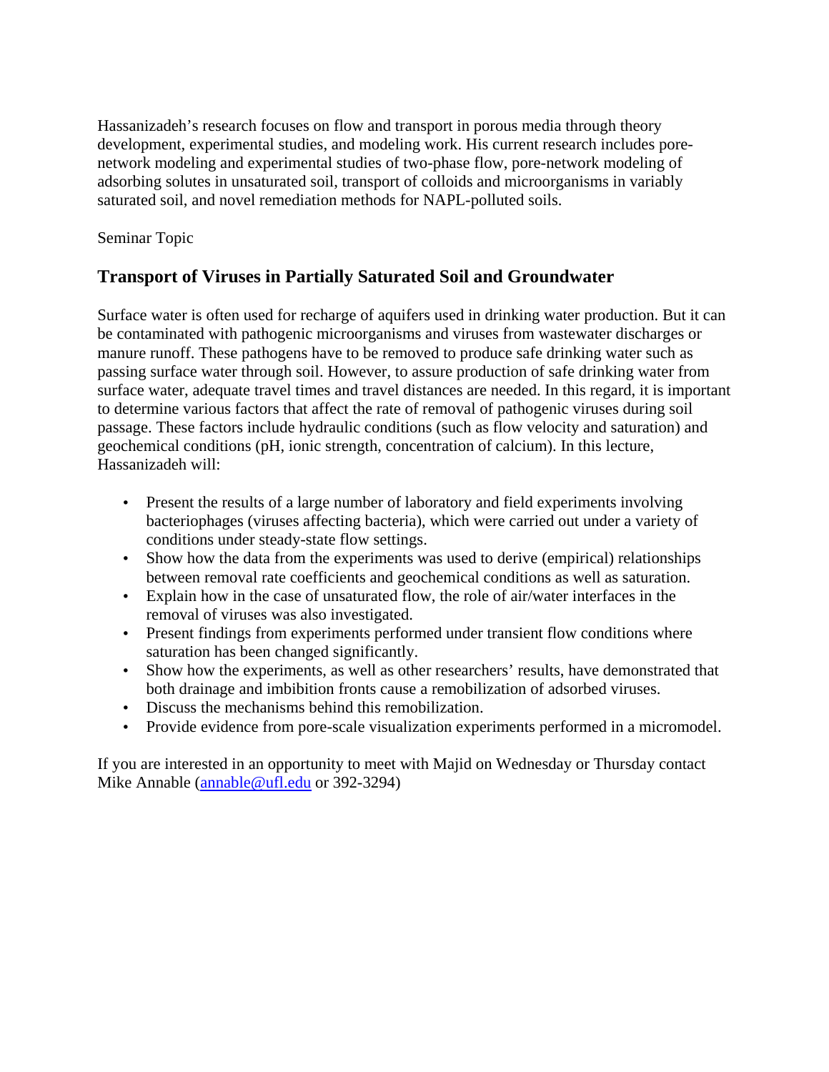Hassanizadeh's research focuses on flow and transport in porous media through theory development, experimental studies, and modeling work. His current research includes pore-network modeling and experimental studies of two-phase flow, pore-network modeling of adsorbing solutes in unsaturated soil, transport of colloids and microorganisms in variably saturated soil, and novel remediation methods for NAPL-polluted soils.

Seminar Topic

## Transport of Viruses in Partially Saturated Soil and Groundwater

Surface water is often used for recharge of aquifers used in drinking water production. But it can be contaminated with pathogenic microorganisms and viruses from wastewater discharges or manure runoff. These pathogens have to be removed to produce safe drinking water such as passing surface water through soil. However, to assure production of safe drinking water from surface water, adequate travel times and travel distances are needed. In this regard, it is important to determine various factors that affect the rate of removal of pathogenic viruses during soil passage. These factors include hydraulic conditions (such as flow velocity and saturation) and geochemical conditions (pH, ionic strength, concentration of calcium). In this lecture, Hassanizadeh will:

- Present the results of a large number of laboratory and field experiments involving bacteriophages (viruses affecting bacteria), which were carried out under a variety of conditions under steady-state flow settings.
- Show how the data from the experiments was used to derive (empirical) relationships between removal rate coefficients and geochemical conditions as well as saturation.
- Explain how in the case of unsaturated flow, the role of air/water interfaces in the removal of viruses was also investigated.
- Present findings from experiments performed under transient flow conditions where saturation has been changed significantly.
- Show how the experiments, as well as other researchers' results, have demonstrated that both drainage and imbibition fronts cause a remobilization of adsorbed viruses.
- Discuss the mechanisms behind this remobilization.
- Provide evidence from pore-scale visualization experiments performed in a micromodel.

If you are interested in an opportunity to meet with Majid on Wednesday or Thursday contact Mike Annable (annable@ufl.edu or 392-3294)